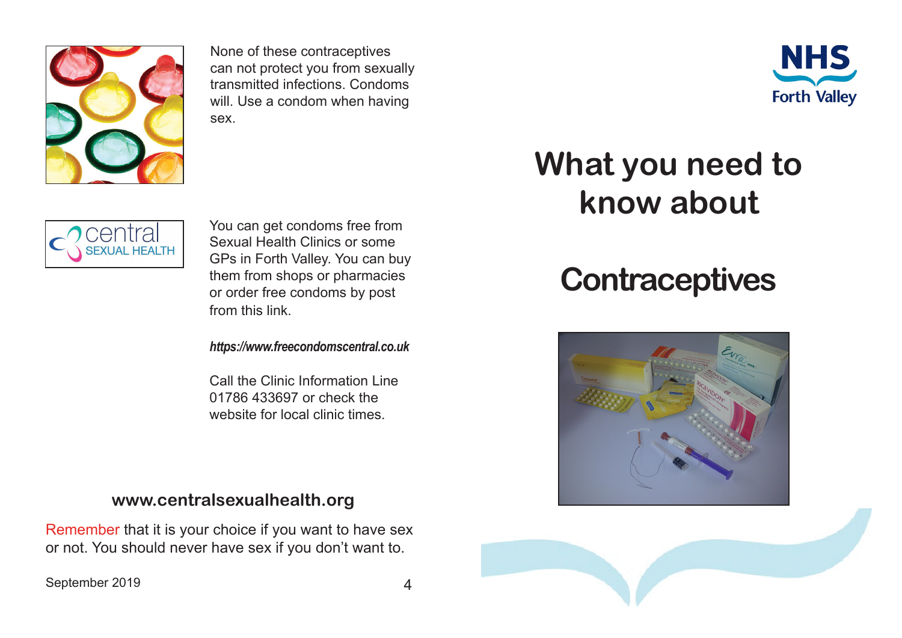None of these contraceptives can not protect you from sexually transmitted infections. Condoms will. Use a condom when having sex.

central SEXUAL HEALTH

You can get condoms free from Sexual Health Clinics or some GPs in Forth Valley. You can buy them from shops or pharmacies or order free condoms by post from this link.

***https://www.freecondomscentral.co.uk***

Call the Clinic Information Line 01786 433697 or check the website for local clinic times.

**www.centralsexualhealth.org**

Remember that it is your choice if you want to have sex or not. You should never have sex if you don't want to.

September 2019

NHS Forth Valley

# What you need to know about

# Contraceptives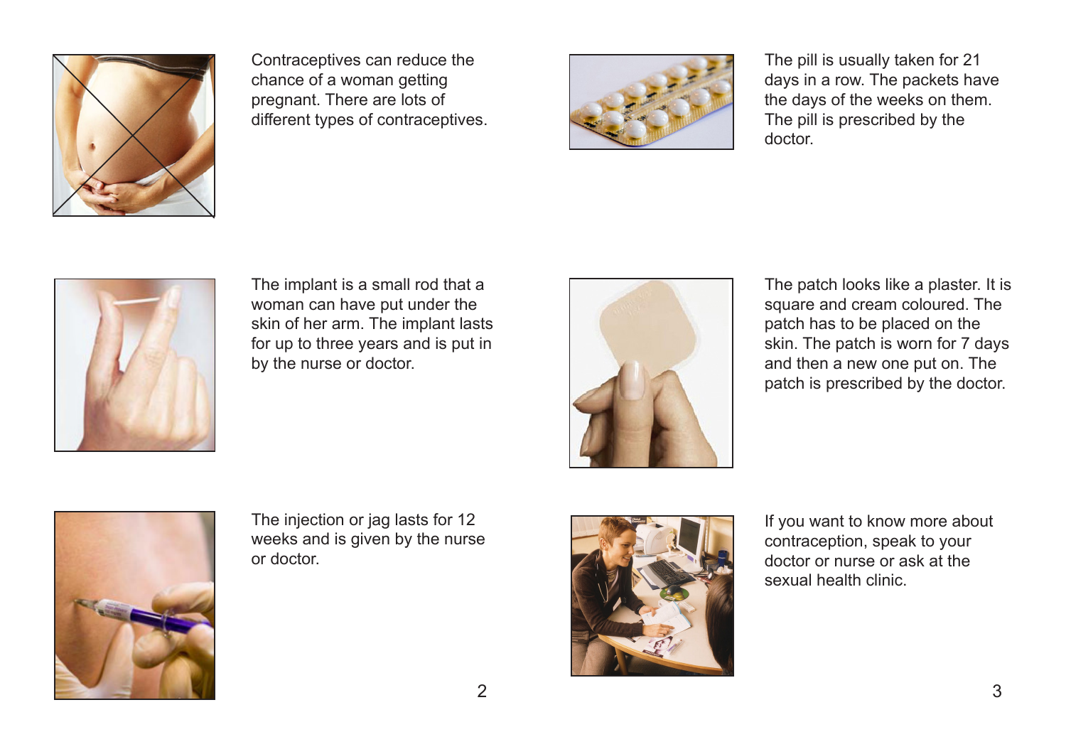Contraceptives can reduce the chance of a woman getting pregnant. There are lots of different types of contraceptives.

The implant is a small rod that a woman can have put under the skin of her arm. The implant lasts for up to three years and is put in by the nurse or doctor.

The injection or jag lasts for 12 weeks and is given by the nurse or doctor.

The pill is usually taken for 21 days in a row. The packets have the days of the weeks on them. The pill is prescribed by the doctor.

The patch looks like a plaster. It is square and cream coloured. The patch has to be placed on the skin. The patch is worn for 7 days and then a new one put on. The patch is prescribed by the doctor.

If you want to know more about contraception, speak to your doctor or nurse or ask at the sexual health clinic.